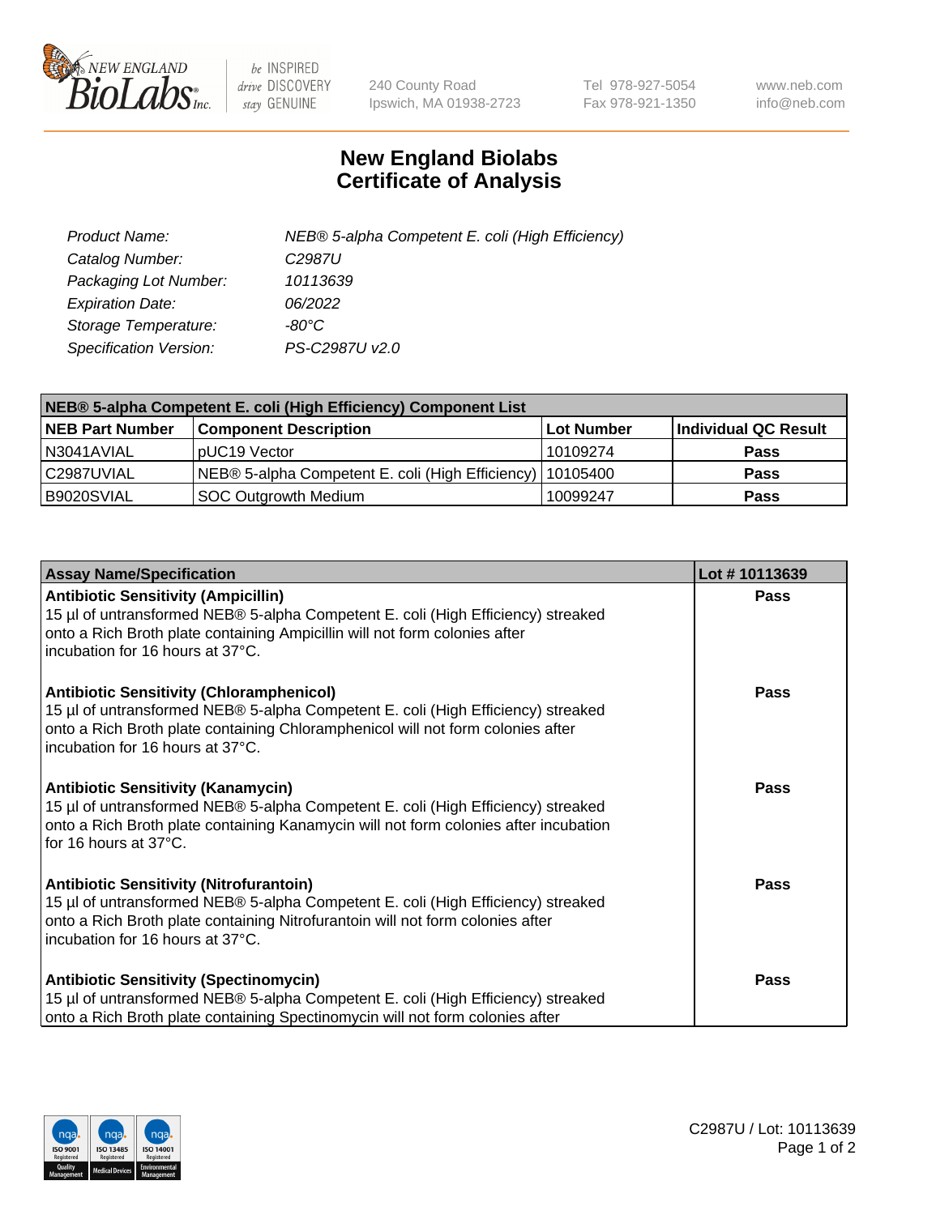# New England Biolabs Certificate of Analysis

| | |
|---|---|
| *Product Name:* | *NEB® 5-alpha Competent E. coli (High Efficiency)* |
| *Catalog Number:* | *C2987U* |
| *Packaging Lot Number:* | *10113639* |
| *Expiration Date:* | *06/2022* |
| *Storage Temperature:* | *-80°C* |
| *Specification Version:* | *PS-C2987U v2.0* |

| **NEB® 5-alpha Competent E. coli (High Efficiency) Component List** | | | |
|---|---|---|---|
| **NEB Part Number** | **Component Description** | **Lot Number** | **Individual QC Result** |
| N3041AVIAL | pUC19 Vector | 10109274 | **Pass** |
| C2987UVIAL | NEB® 5-alpha Competent E. coli (High Efficiency) | 10105400 | **Pass** |
| B9020SVIAL | SOC Outgrowth Medium | 10099247 | **Pass** |

| **Assay Name/Specification** | **Lot # 10113639** |
|---|---|
| **Antibiotic Sensitivity (Ampicillin)** 15 µl of untransformed NEB® 5-alpha Competent E. coli (High Efficiency) streaked onto a Rich Broth plate containing Ampicillin will not form colonies after incubation for 16 hours at 37°C. | **Pass** |
| **Antibiotic Sensitivity (Chloramphenicol)** 15 µl of untransformed NEB® 5-alpha Competent E. coli (High Efficiency) streaked onto a Rich Broth plate containing Chloramphenicol will not form colonies after incubation for 16 hours at 37°C. | **Pass** |
| **Antibiotic Sensitivity (Kanamycin)** 15 µl of untransformed NEB® 5-alpha Competent E. coli (High Efficiency) streaked onto a Rich Broth plate containing Kanamycin will not form colonies after incubation for 16 hours at 37°C. | **Pass** |
| **Antibiotic Sensitivity (Nitrofurantoin)** 15 µl of untransformed NEB® 5-alpha Competent E. coli (High Efficiency) streaked onto a Rich Broth plate containing Nitrofurantoin will not form colonies after incubation for 16 hours at 37°C. | **Pass** |
| **Antibiotic Sensitivity (Spectinomycin)** 15 µl of untransformed NEB® 5-alpha Competent E. coli (High Efficiency) streaked onto a Rich Broth plate containing Spectinomycin will not form colonies after | **Pass** |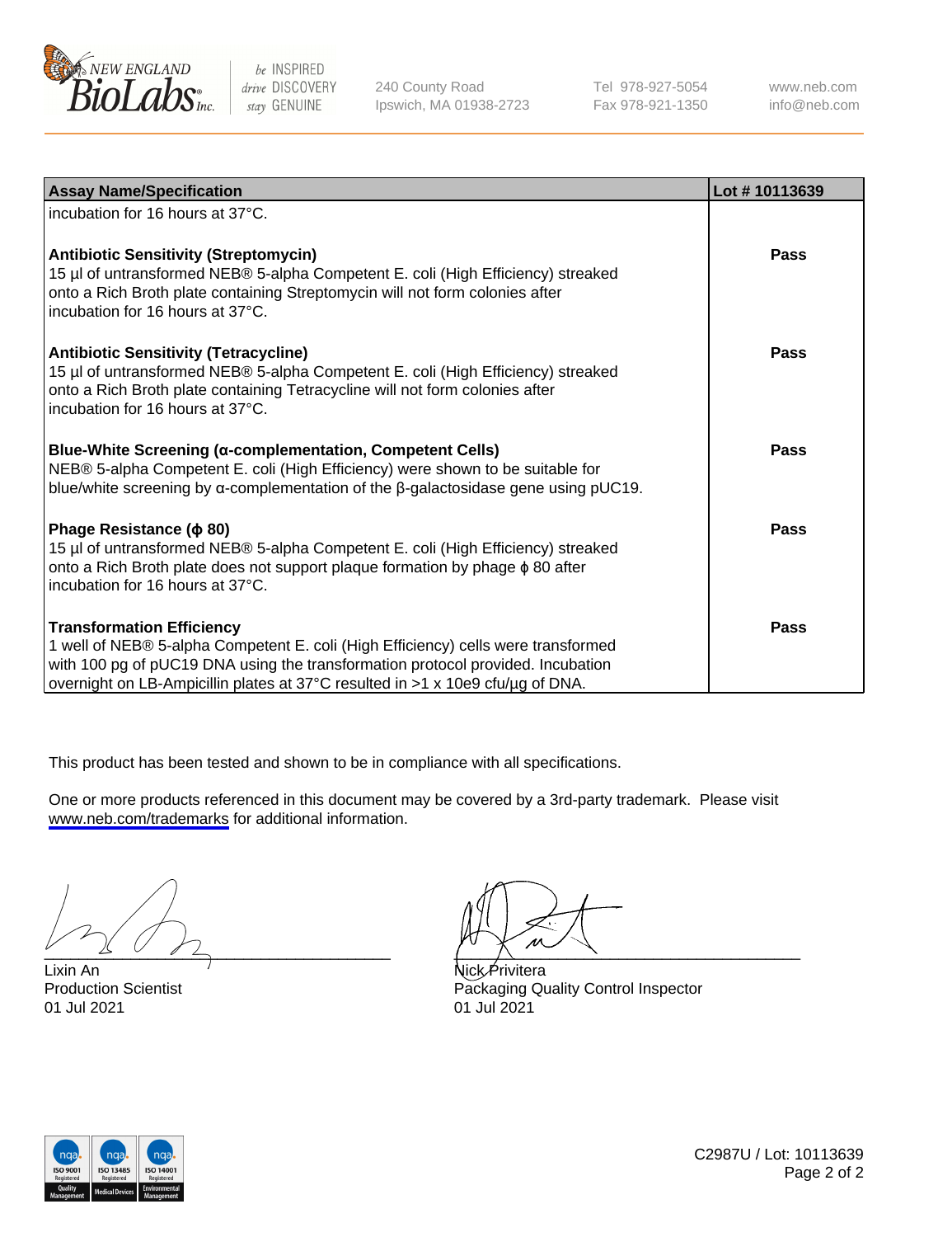| Assay Name/Specification | Lot # 10113639 |
| --- | --- |
| incubation for 16 hours at 37°C. | |
| **Antibiotic Sensitivity (Streptomycin)**<br>15 µl of untransformed NEB® 5-alpha Competent E. coli (High Efficiency) streaked onto a Rich Broth plate containing Streptomycin will not form colonies after incubation for 16 hours at 37°C. | **Pass** |
| **Antibiotic Sensitivity (Tetracycline)**<br>15 µl of untransformed NEB® 5-alpha Competent E. coli (High Efficiency) streaked onto a Rich Broth plate containing Tetracycline will not form colonies after incubation for 16 hours at 37°C. | **Pass** |
| **Blue-White Screening (α-complementation, Competent Cells)**<br>NEB® 5-alpha Competent E. coli (High Efficiency) were shown to be suitable for blue/white screening by α-complementation of the β-galactosidase gene using pUC19. | **Pass** |
| **Phage Resistance (ϕ 80)**<br>15 µl of untransformed NEB® 5-alpha Competent E. coli (High Efficiency) streaked onto a Rich Broth plate does not support plaque formation by phage ϕ 80 after incubation for 16 hours at 37°C. | **Pass** |
| **Transformation Efficiency**<br>1 well of NEB® 5-alpha Competent E. coli (High Efficiency) cells were transformed with 100 pg of pUC19 DNA using the transformation protocol provided. Incubation overnight on LB-Ampicillin plates at 37°C resulted in >1 x 10e9 cfu/µg of DNA. | **Pass** |

This product has been tested and shown to be in compliance with all specifications.

One or more products referenced in this document may be covered by a 3rd-party trademark. Please visit www.neb.com/trademarks for additional information.

Lixin An
Production Scientist
01 Jul 2021

Nick Privitera
Packaging Quality Control Inspector
01 Jul 2021

C2987U / Lot: 10113639